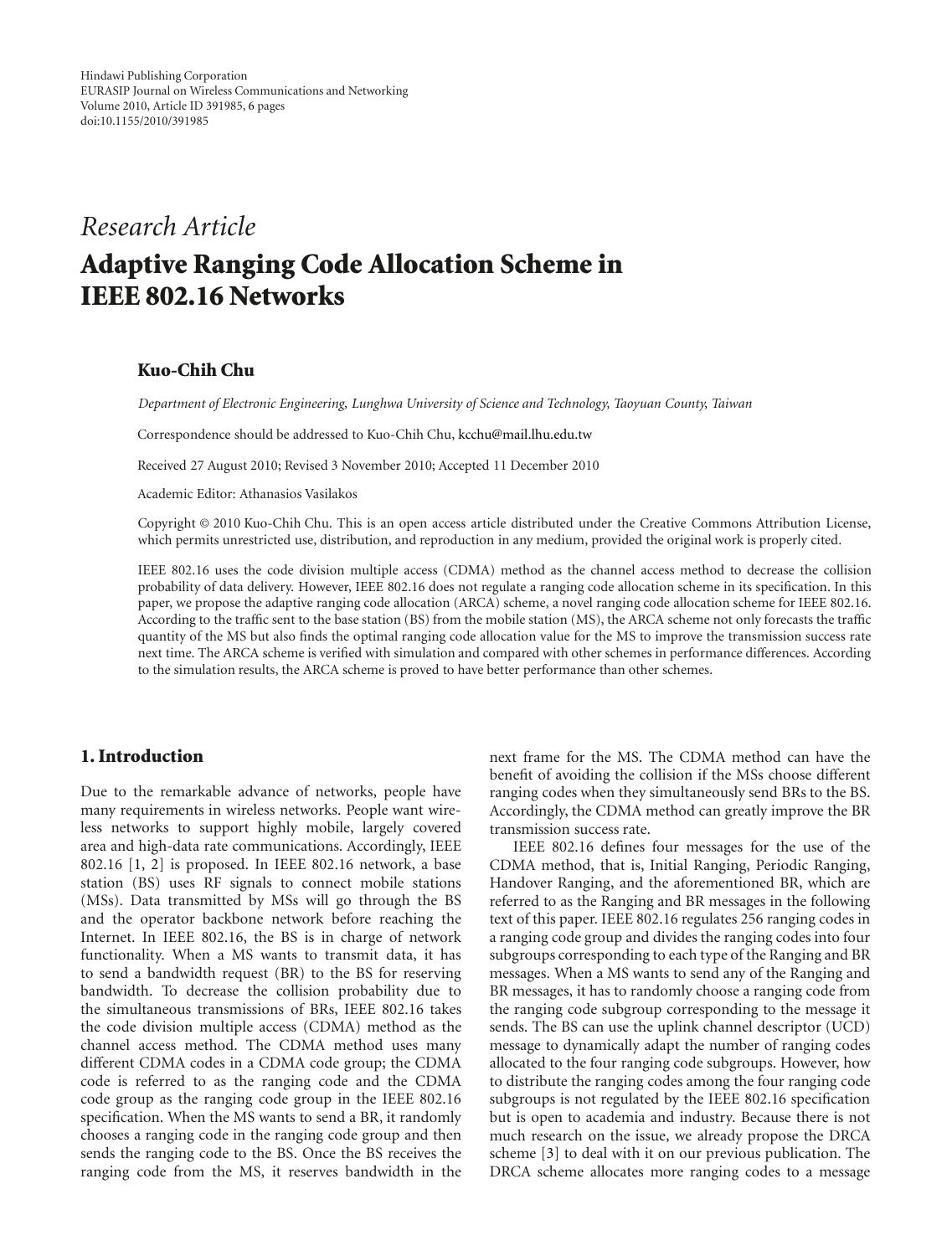Hindawi Publishing Corporation
EURASIP Journal on Wireless Communications and Networking
Volume 2010, Article ID 391985, 6 pages
doi:10.1155/2010/391985

*Research Article*

# Adaptive Ranging Code Allocation Scheme in IEEE 802.16 Networks

**Kuo-Chih Chu**

*Department of Electronic Engineering, Lunghwa University of Science and Technology, Taoyuan County, Taiwan*

Correspondence should be addressed to Kuo-Chih Chu, kcchu@mail.lhu.edu.tw

Received 27 August 2010; Revised 3 November 2010; Accepted 11 December 2010

Academic Editor: Athanasios Vasilakos

Copyright © 2010 Kuo-Chih Chu. This is an open access article distributed under the Creative Commons Attribution License, which permits unrestricted use, distribution, and reproduction in any medium, provided the original work is properly cited.

IEEE 802.16 uses the code division multiple access (CDMA) method as the channel access method to decrease the collision probability of data delivery. However, IEEE 802.16 does not regulate a ranging code allocation scheme in its specification. In this paper, we propose the adaptive ranging code allocation (ARCA) scheme, a novel ranging code allocation scheme for IEEE 802.16. According to the traffic sent to the base station (BS) from the mobile station (MS), the ARCA scheme not only forecasts the traffic quantity of the MS but also finds the optimal ranging code allocation value for the MS to improve the transmission success rate next time. The ARCA scheme is verified with simulation and compared with other schemes in performance differences. According to the simulation results, the ARCA scheme is proved to have better performance than other schemes.

## 1. Introduction

Due to the remarkable advance of networks, people have many requirements in wireless networks. People want wireless networks to support highly mobile, largely covered area and high-data rate communications. Accordingly, IEEE 802.16 [1, 2] is proposed. In IEEE 802.16 network, a base station (BS) uses RF signals to connect mobile stations (MSs). Data transmitted by MSs will go through the BS and the operator backbone network before reaching the Internet. In IEEE 802.16, the BS is in charge of network functionality. When a MS wants to transmit data, it has to send a bandwidth request (BR) to the BS for reserving bandwidth. To decrease the collision probability due to the simultaneous transmissions of BRs, IEEE 802.16 takes the code division multiple access (CDMA) method as the channel access method. The CDMA method uses many different CDMA codes in a CDMA code group; the CDMA code is referred to as the ranging code and the CDMA code group as the ranging code group in the IEEE 802.16 specification. When the MS wants to send a BR, it randomly chooses a ranging code in the ranging code group and then sends the ranging code to the BS. Once the BS receives the ranging code from the MS, it reserves bandwidth in the next frame for the MS. The CDMA method can have the benefit of avoiding the collision if the MSs choose different ranging codes when they simultaneously send BRs to the BS. Accordingly, the CDMA method can greatly improve the BR transmission success rate.

IEEE 802.16 defines four messages for the use of the CDMA method, that is, Initial Ranging, Periodic Ranging, Handover Ranging, and the aforementioned BR, which are referred to as the Ranging and BR messages in the following text of this paper. IEEE 802.16 regulates 256 ranging codes in a ranging code group and divides the ranging codes into four subgroups corresponding to each type of the Ranging and BR messages. When a MS wants to send any of the Ranging and BR messages, it has to randomly choose a ranging code from the ranging code subgroup corresponding to the message it sends. The BS can use the uplink channel descriptor (UCD) message to dynamically adapt the number of ranging codes allocated to the four ranging code subgroups. However, how to distribute the ranging codes among the four ranging code subgroups is not regulated by the IEEE 802.16 specification but is open to academia and industry. Because there is not much research on the issue, we already propose the DRCA scheme [3] to deal with it on our previous publication. The DRCA scheme allocates more ranging codes to a message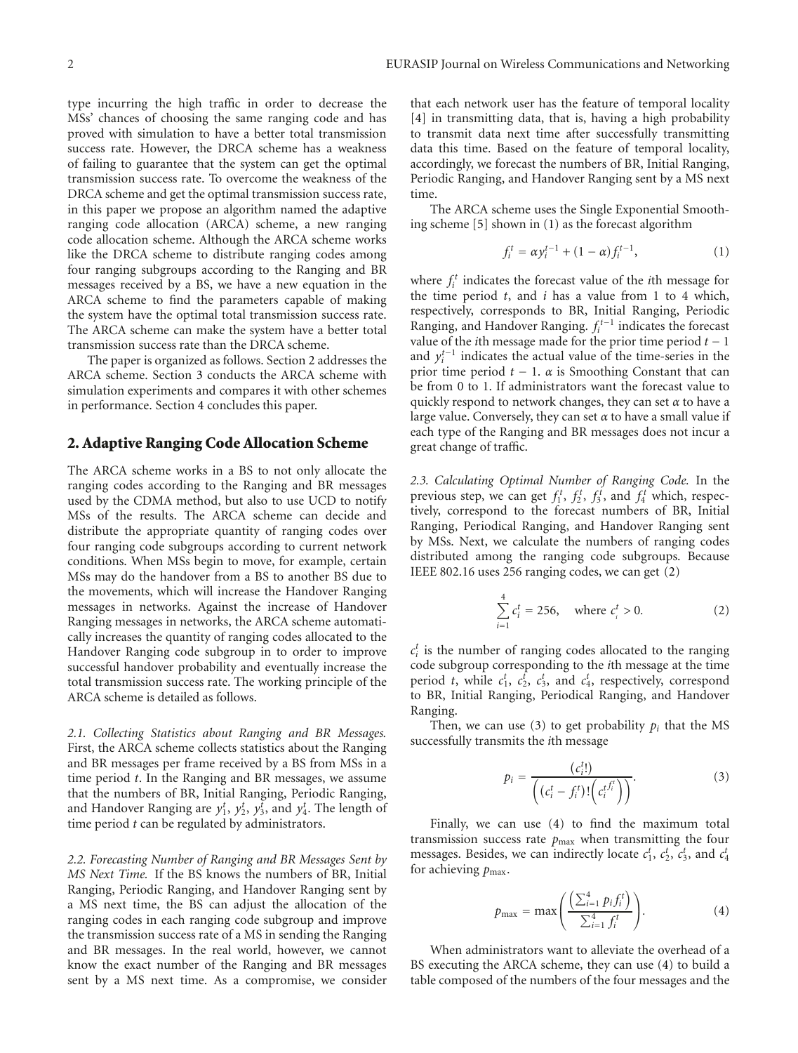type incurring the high traffic in order to decrease the MSs' chances of choosing the same ranging code and has proved with simulation to have a better total transmission success rate. However, the DRCA scheme has a weakness of failing to guarantee that the system can get the optimal transmission success rate. To overcome the weakness of the DRCA scheme and get the optimal transmission success rate, in this paper we propose an algorithm named the adaptive ranging code allocation (ARCA) scheme, a new ranging code allocation scheme. Although the ARCA scheme works like the DRCA scheme to distribute ranging codes among four ranging subgroups according to the Ranging and BR messages received by a BS, we have a new equation in the ARCA scheme to find the parameters capable of making the system have the optimal total transmission success rate. The ARCA scheme can make the system have a better total transmission success rate than the DRCA scheme.

The paper is organized as follows. Section 2 addresses the ARCA scheme. Section 3 conducts the ARCA scheme with simulation experiments and compares it with other schemes in performance. Section 4 concludes this paper.

## 2. Adaptive Ranging Code Allocation Scheme

The ARCA scheme works in a BS to not only allocate the ranging codes according to the Ranging and BR messages used by the CDMA method, but also to use UCD to notify MSs of the results. The ARCA scheme can decide and distribute the appropriate quantity of ranging codes over four ranging code subgroups according to current network conditions. When MSs begin to move, for example, certain MSs may do the handover from a BS to another BS due to the movements, which will increase the Handover Ranging messages in networks. Against the increase of Handover Ranging messages in networks, the ARCA scheme automatically increases the quantity of ranging codes allocated to the Handover Ranging code subgroup in to order to improve successful handover probability and eventually increase the total transmission success rate. The working principle of the ARCA scheme is detailed as follows.

*2.1. Collecting Statistics about Ranging and BR Messages.* First, the ARCA scheme collects statistics about the Ranging and BR messages per frame received by a BS from MSs in a time period $t$. In the Ranging and BR messages, we assume that the numbers of BR, Initial Ranging, Periodic Ranging, and Handover Ranging are $y_1^t$, $y_2^t$, $y_3^t$, and $y_4^t$. The length of time period $t$ can be regulated by administrators.

*2.2. Forecasting Number of Ranging and BR Messages Sent by MS Next Time.* If the BS knows the numbers of BR, Initial Ranging, Periodic Ranging, and Handover Ranging sent by a MS next time, the BS can adjust the allocation of the ranging codes in each ranging code subgroup and improve the transmission success rate of a MS in sending the Ranging and BR messages. In the real world, however, we cannot know the exact number of the Ranging and BR messages sent by a MS next time. As a compromise, we consider that each network user has the feature of temporal locality [4] in transmitting data, that is, having a high probability to transmit data next time after successfully transmitting data this time. Based on the feature of temporal locality, accordingly, we forecast the numbers of BR, Initial Ranging, Periodic Ranging, and Handover Ranging sent by a MS next time.

The ARCA scheme uses the Single Exponential Smoothing scheme [5] shown in (1) as the forecast algorithm

$$f_i^t = \alpha y_i^{t-1} + (1 - \alpha) f_i^{t-1}, \tag{1}$$

where $f_i^t$ indicates the forecast value of the $i$th message for the time period $t$, and $i$ has a value from 1 to 4 which, respectively, corresponds to BR, Initial Ranging, Periodic Ranging, and Handover Ranging. $f_i^{t-1}$ indicates the forecast value of the $i$th message made for the prior time period $t-1$ and $y_i^{t-1}$ indicates the actual value of the time-series in the prior time period $t-1$. $\alpha$ is Smoothing Constant that can be from 0 to 1. If administrators want the forecast value to quickly respond to network changes, they can set $\alpha$ to have a large value. Conversely, they can set $\alpha$ to have a small value if each type of the Ranging and BR messages does not incur a great change of traffic.

*2.3. Calculating Optimal Number of Ranging Code.* In the previous step, we can get $f_1^t$, $f_2^t$, $f_3^t$, and $f_4^t$ which, respectively, correspond to the forecast numbers of BR, Initial Ranging, Periodical Ranging, and Handover Ranging sent by MSs. Next, we calculate the numbers of ranging codes distributed among the ranging code subgroups. Because IEEE 802.16 uses 256 ranging codes, we can get (2)

$$\sum_{i=1}^{4} c_i^t = 256, \quad \text{where } c_i^t > 0. \tag{2}$$

$c_i^t$ is the number of ranging codes allocated to the ranging code subgroup corresponding to the $i$th message at the time period $t$, while $c_1^t$, $c_2^t$, $c_3^t$, and $c_4^t$, respectively, correspond to BR, Initial Ranging, Periodical Ranging, and Handover Ranging.

Then, we can use (3) to get probability $p_i$ that the MS successfully transmits the $i$th message

$$p_i = \frac{(c_i^t!)}{\left((c_i^t - f_i^t)!\left(c_i^{t\,f_i^t}\right)\right)}. \tag{3}$$

Finally, we can use (4) to find the maximum total transmission success rate $p_{\max}$ when transmitting the four messages. Besides, we can indirectly locate $c_1^t$, $c_2^t$, $c_3^t$, and $c_4^t$ for achieving $p_{\max}$.

$$p_{\max} = \max\left(\frac{\left(\sum_{i=1}^{4} p_i f_i^t\right)}{\sum_{i=1}^{4} f_i^t}\right). \tag{4}$$

When administrators want to alleviate the overhead of a BS executing the ARCA scheme, they can use (4) to build a table composed of the numbers of the four messages and the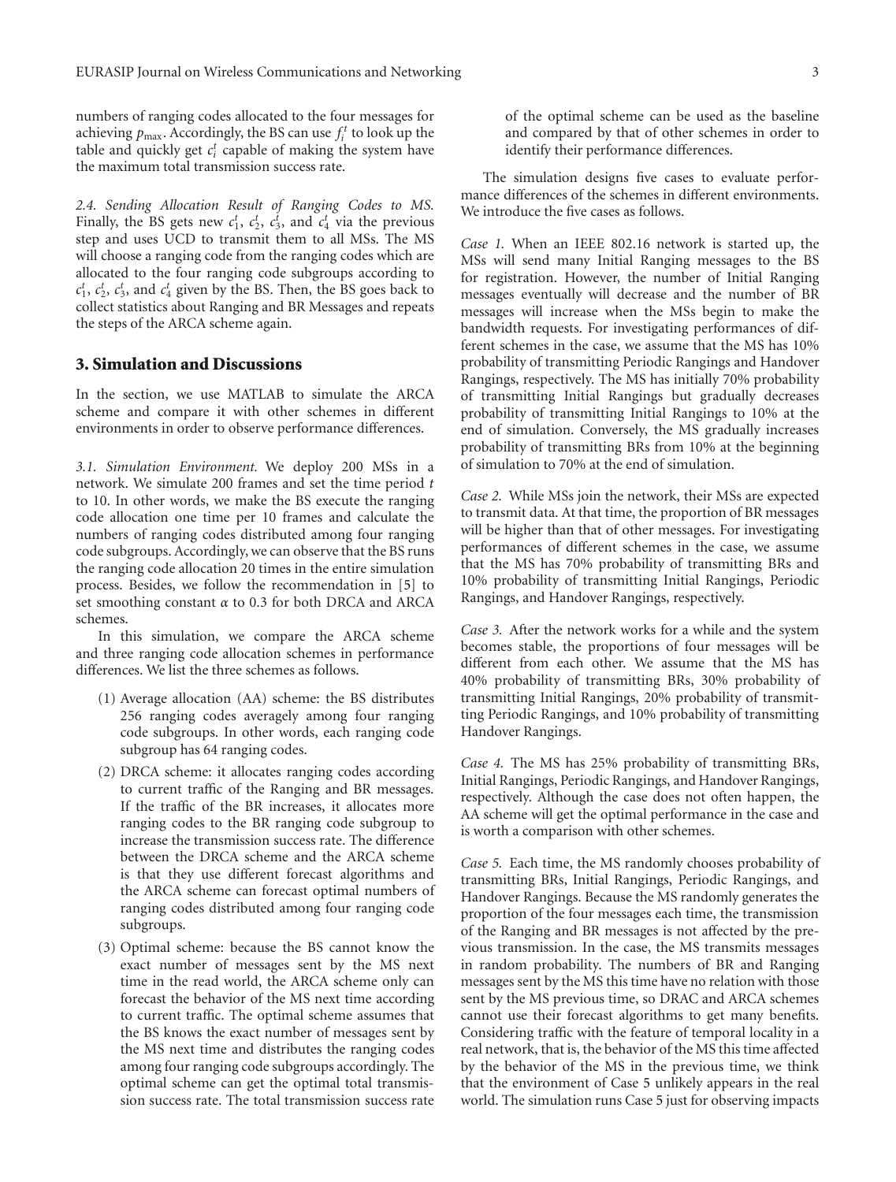numbers of ranging codes allocated to the four messages for achieving $p_{\max}$. Accordingly, the BS can use $f_i^t$ to look up the table and quickly get $c_i^t$ capable of making the system have the maximum total transmission success rate.

*2.4. Sending Allocation Result of Ranging Codes to MS.* Finally, the BS gets new $c_1^t$, $c_2^t$, $c_3^t$, and $c_4^t$ via the previous step and uses UCD to transmit them to all MSs. The MS will choose a ranging code from the ranging codes which are allocated to the four ranging code subgroups according to $c_1^t$, $c_2^t$, $c_3^t$, and $c_4^t$ given by the BS. Then, the BS goes back to collect statistics about Ranging and BR Messages and repeats the steps of the ARCA scheme again.

## 3. Simulation and Discussions

In the section, we use MATLAB to simulate the ARCA scheme and compare it with other schemes in different environments in order to observe performance differences.

*3.1. Simulation Environment.* We deploy 200 MSs in a network. We simulate 200 frames and set the time period $t$ to 10. In other words, we make the BS execute the ranging code allocation one time per 10 frames and calculate the numbers of ranging codes distributed among four ranging code subgroups. Accordingly, we can observe that the BS runs the ranging code allocation 20 times in the entire simulation process. Besides, we follow the recommendation in [5] to set smoothing constant $\alpha$ to 0.3 for both DRCA and ARCA schemes.

In this simulation, we compare the ARCA scheme and three ranging code allocation schemes in performance differences. We list the three schemes as follows.

(1) Average allocation (AA) scheme: the BS distributes 256 ranging codes averagely among four ranging code subgroups. In other words, each ranging code subgroup has 64 ranging codes.

(2) DRCA scheme: it allocates ranging codes according to current traffic of the Ranging and BR messages. If the traffic of the BR increases, it allocates more ranging codes to the BR ranging code subgroup to increase the transmission success rate. The difference between the DRCA scheme and the ARCA scheme is that they use different forecast algorithms and the ARCA scheme can forecast optimal numbers of ranging codes distributed among four ranging code subgroups.

(3) Optimal scheme: because the BS cannot know the exact number of messages sent by the MS next time in the read world, the ARCA scheme only can forecast the behavior of the MS next time according to current traffic. The optimal scheme assumes that the BS knows the exact number of messages sent by the MS next time and distributes the ranging codes among four ranging code subgroups accordingly. The optimal scheme can get the optimal total transmission success rate. The total transmission success rate of the optimal scheme can be used as the baseline and compared by that of other schemes in order to identify their performance differences.

The simulation designs five cases to evaluate performance differences of the schemes in different environments. We introduce the five cases as follows.

*Case 1.* When an IEEE 802.16 network is started up, the MSs will send many Initial Ranging messages to the BS for registration. However, the number of Initial Ranging messages eventually will decrease and the number of BR messages will increase when the MSs begin to make the bandwidth requests. For investigating performances of different schemes in the case, we assume that the MS has 10% probability of transmitting Periodic Rangings and Handover Rangings, respectively. The MS has initially 70% probability of transmitting Initial Rangings but gradually decreases probability of transmitting Initial Rangings to 10% at the end of simulation. Conversely, the MS gradually increases probability of transmitting BRs from 10% at the beginning of simulation to 70% at the end of simulation.

*Case 2.* While MSs join the network, their MSs are expected to transmit data. At that time, the proportion of BR messages will be higher than that of other messages. For investigating performances of different schemes in the case, we assume that the MS has 70% probability of transmitting BRs and 10% probability of transmitting Initial Rangings, Periodic Rangings, and Handover Rangings, respectively.

*Case 3.* After the network works for a while and the system becomes stable, the proportions of four messages will be different from each other. We assume that the MS has 40% probability of transmitting BRs, 30% probability of transmitting Initial Rangings, 20% probability of transmitting Periodic Rangings, and 10% probability of transmitting Handover Rangings.

*Case 4.* The MS has 25% probability of transmitting BRs, Initial Rangings, Periodic Rangings, and Handover Rangings, respectively. Although the case does not often happen, the AA scheme will get the optimal performance in the case and is worth a comparison with other schemes.

*Case 5.* Each time, the MS randomly chooses probability of transmitting BRs, Initial Rangings, Periodic Rangings, and Handover Rangings. Because the MS randomly generates the proportion of the four messages each time, the transmission of the Ranging and BR messages is not affected by the previous transmission. In the case, the MS transmits messages in random probability. The numbers of BR and Ranging messages sent by the MS this time have no relation with those sent by the MS previous time, so DRAC and ARCA schemes cannot use their forecast algorithms to get many benefits. Considering traffic with the feature of temporal locality in a real network, that is, the behavior of the MS this time affected by the behavior of the MS in the previous time, we think that the environment of Case 5 unlikely appears in the real world. The simulation runs Case 5 just for observing impacts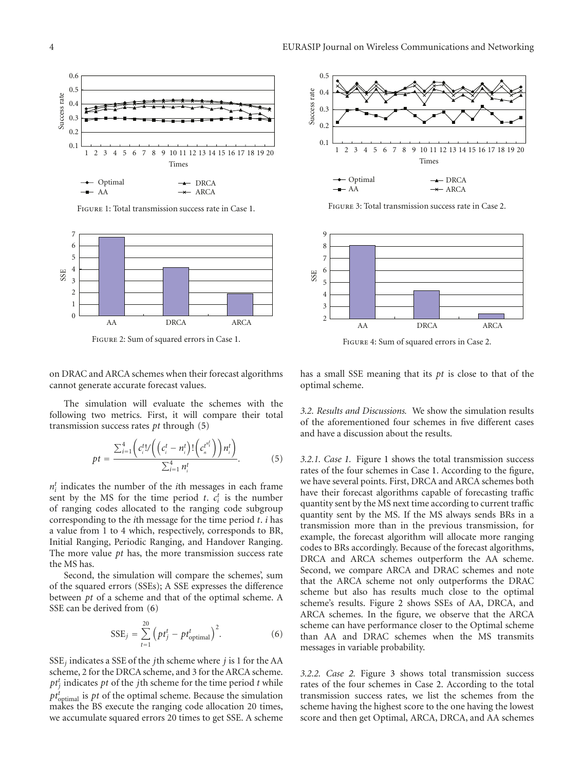Figure 1: Total transmission success rate in Case 1.

Figure 2: Sum of squared errors in Case 1.

Figure 3: Total transmission success rate in Case 2.

Figure 4: Sum of squared errors in Case 2.

on DRAC and ARCA schemes when their forecast algorithms cannot generate accurate forecast values.

The simulation will evaluate the schemes with the following two metrics. First, it will compare their total transmission success rates $pt$ through (5)

$$pt = \frac{\sum_{i=1}^{4}\left(c_i^t!/\left(\left(c_i^t - n_i^t\right)!\left(c_n^{t^{n_i^t}}\right)\right)n_i^t\right)}{\sum_{i=1}^{4} n_i^t}. \quad (5)$$

$n_i^t$ indicates the number of the $i$th messages in each frame sent by the MS for the time period $t$. $c_i^t$ is the number of ranging codes allocated to the ranging code subgroup corresponding to the $i$th message for the time period $t$. $i$ has a value from 1 to 4 which, respectively, corresponds to BR, Initial Ranging, Periodic Ranging, and Handover Ranging. The more value $pt$ has, the more transmission success rate the MS has.

Second, the simulation will compare the schemes', sum of the squared errors (SSEs); A SSE expresses the difference between $pt$ of a scheme and that of the optimal scheme. A SSE can be derived from (6)

$$\text{SSE}_j = \sum_{t=1}^{20}\left(pt_j^t - pt_{\text{optimal}}^t\right)^2. \quad (6)$$

$\text{SSE}_j$ indicates a SSE of the $j$th scheme where $j$ is 1 for the AA scheme, 2 for the DRCA scheme, and 3 for the ARCA scheme. $pt_j^t$ indicates $pt$ of the $j$th scheme for the time period $t$ while $pt_{\text{optimal}}^t$ is $pt$ of the optimal scheme. Because the simulation makes the BS execute the ranging code allocation 20 times, we accumulate squared errors 20 times to get SSE. A scheme has a small SSE meaning that its $pt$ is close to that of the optimal scheme.

*3.2. Results and Discussions.* We show the simulation results of the aforementioned four schemes in five different cases and have a discussion about the results.

*3.2.1. Case 1.* Figure 1 shows the total transmission success rates of the four schemes in Case 1. According to the figure, we have several points. First, DRCA and ARCA schemes both have their forecast algorithms capable of forecasting traffic quantity sent by the MS next time according to current traffic quantity sent by the MS. If the MS always sends BRs in a transmission more than in the previous transmission, for example, the forecast algorithm will allocate more ranging codes to BRs accordingly. Because of the forecast algorithms, DRCA and ARCA schemes outperform the AA scheme. Second, we compare ARCA and DRAC schemes and note that the ARCA scheme not only outperforms the DRAC scheme but also has results much close to the optimal scheme's results. Figure 2 shows SSEs of AA, DRCA, and ARCA schemes. In the figure, we observe that the ARCA scheme can have performance closer to the Optimal scheme than AA and DRAC schemes when the MS transmits messages in variable probability.

*3.2.2. Case 2.* Figure 3 shows total transmission success rates of the four schemes in Case 2. According to the total transmission success rates, we list the schemes from the scheme having the highest score to the one having the lowest score and then get Optimal, ARCA, DRCA, and AA schemes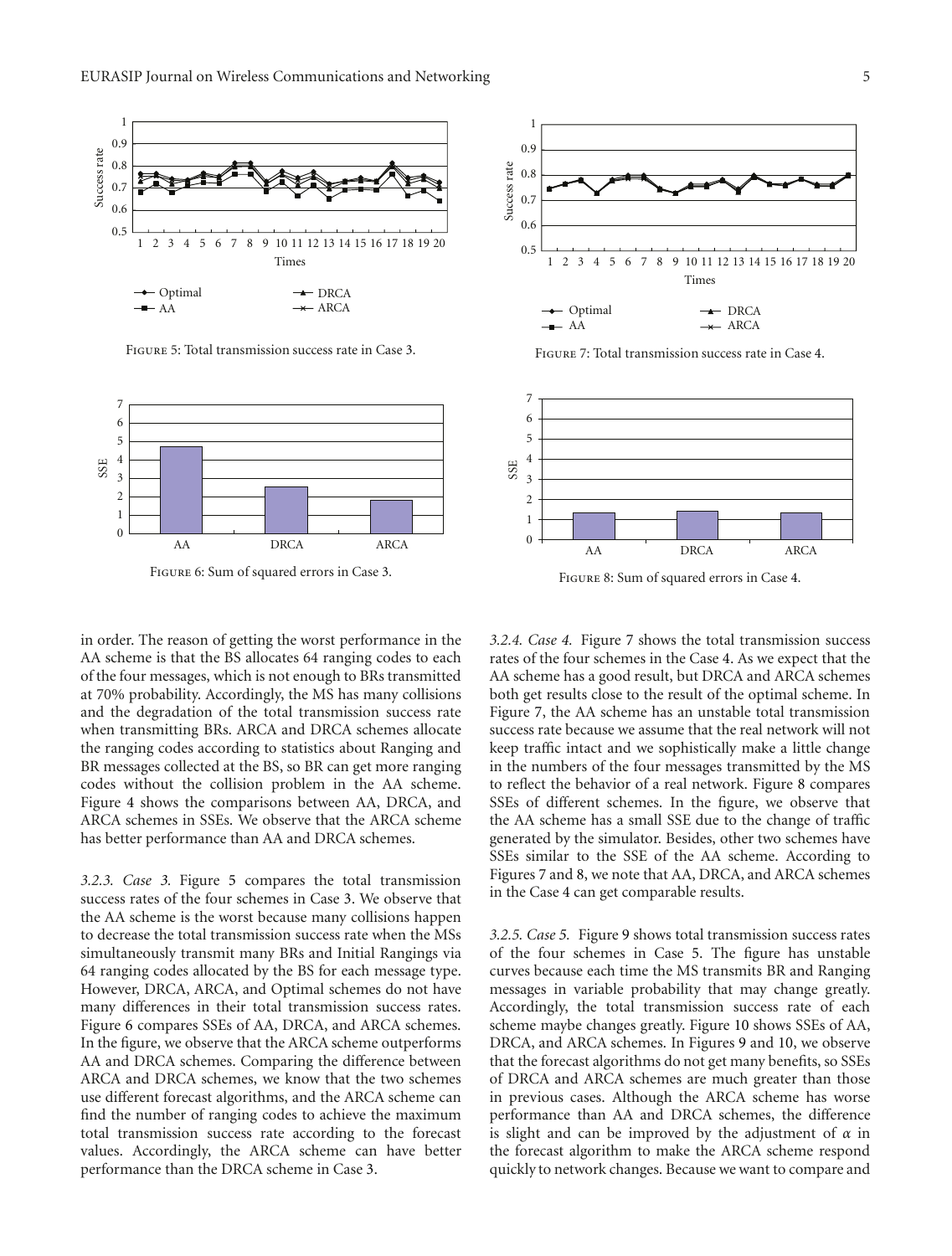Figure 5: Total transmission success rate in Case 3.

Figure 6: Sum of squared errors in Case 3.

Figure 7: Total transmission success rate in Case 4.

Figure 8: Sum of squared errors in Case 4.

in order. The reason of getting the worst performance in the AA scheme is that the BS allocates 64 ranging codes to each of the four messages, which is not enough to BRs transmitted at 70% probability. Accordingly, the MS has many collisions and the degradation of the total transmission success rate when transmitting BRs. ARCA and DRCA schemes allocate the ranging codes according to statistics about Ranging and BR messages collected at the BS, so BR can get more ranging codes without the collision problem in the AA scheme. Figure 4 shows the comparisons between AA, DRCA, and ARCA schemes in SSEs. We observe that the ARCA scheme has better performance than AA and DRCA schemes.

*3.2.3. Case 3.* Figure 5 compares the total transmission success rates of the four schemes in Case 3. We observe that the AA scheme is the worst because many collisions happen to decrease the total transmission success rate when the MSs simultaneously transmit many BRs and Initial Rangings via 64 ranging codes allocated by the BS for each message type. However, DRCA, ARCA, and Optimal schemes do not have many differences in their total transmission success rates. Figure 6 compares SSEs of AA, DRCA, and ARCA schemes. In the figure, we observe that the ARCA scheme outperforms AA and DRCA schemes. Comparing the difference between ARCA and DRCA schemes, we know that the two schemes use different forecast algorithms, and the ARCA scheme can find the number of ranging codes to achieve the maximum total transmission success rate according to the forecast values. Accordingly, the ARCA scheme can have better performance than the DRCA scheme in Case 3.

*3.2.4. Case 4.* Figure 7 shows the total transmission success rates of the four schemes in the Case 4. As we expect that the AA scheme has a good result, but DRCA and ARCA schemes both get results close to the result of the optimal scheme. In Figure 7, the AA scheme has an unstable total transmission success rate because we assume that the real network will not keep traffic intact and we sophistically make a little change in the numbers of the four messages transmitted by the MS to reflect the behavior of a real network. Figure 8 compares SSEs of different schemes. In the figure, we observe that the AA scheme has a small SSE due to the change of traffic generated by the simulator. Besides, other two schemes have SSEs similar to the SSE of the AA scheme. According to Figures 7 and 8, we note that AA, DRCA, and ARCA schemes in the Case 4 can get comparable results.

*3.2.5. Case 5.* Figure 9 shows total transmission success rates of the four schemes in Case 5. The figure has unstable curves because each time the MS transmits BR and Ranging messages in variable probability that may change greatly. Accordingly, the total transmission success rate of each scheme maybe changes greatly. Figure 10 shows SSEs of AA, DRCA, and ARCA schemes. In Figures 9 and 10, we observe that the forecast algorithms do not get many benefits, so SSEs of DRCA and ARCA schemes are much greater than those in previous cases. Although the ARCA scheme has worse performance than AA and DRCA schemes, the difference is slight and can be improved by the adjustment of $\alpha$ in the forecast algorithm to make the ARCA scheme respond quickly to network changes. Because we want to compare and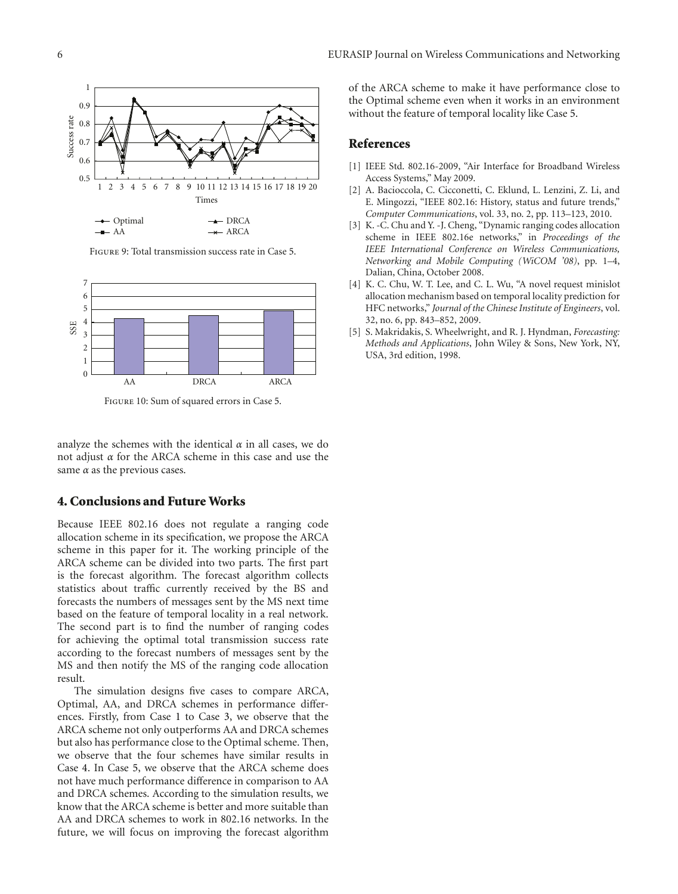1
0.9
0.8
0.7
0.6
0.5

Success rate

1 2 3 4 5 6 7 8 9 10 11 12 13 14 15 16 17 18 19 20

Times

Optimal
AA
DRCA
ARCA

Figure 9: Total transmission success rate in Case 5.

7
6
5
4
3
2
1
0

SSE

AA
DRCA
ARCA

Figure 10: Sum of squared errors in Case 5.

analyze the schemes with the identical $\alpha$ in all cases, we do not adjust $\alpha$ for the ARCA scheme in this case and use the same $\alpha$ as the previous cases.

## 4. Conclusions and Future Works

Because IEEE 802.16 does not regulate a ranging code allocation scheme in its specification, we propose the ARCA scheme in this paper for it. The working principle of the ARCA scheme can be divided into two parts. The first part is the forecast algorithm. The forecast algorithm collects statistics about traffic currently received by the BS and forecasts the numbers of messages sent by the MS next time based on the feature of temporal locality in a real network. The second part is to find the number of ranging codes for achieving the optimal total transmission success rate according to the forecast numbers of messages sent by the MS and then notify the MS of the ranging code allocation result.

The simulation designs five cases to compare ARCA, Optimal, AA, and DRCA schemes in performance differences. Firstly, from Case 1 to Case 3, we observe that the ARCA scheme not only outperforms AA and DRCA schemes but also has performance close to the Optimal scheme. Then, we observe that the four schemes have similar results in Case 4. In Case 5, we observe that the ARCA scheme does not have much performance difference in comparison to AA and DRCA schemes. According to the simulation results, we know that the ARCA scheme is better and more suitable than AA and DRCA schemes to work in 802.16 networks. In the future, we will focus on improving the forecast algorithm of the ARCA scheme to make it have performance close to the Optimal scheme even when it works in an environment without the feature of temporal locality like Case 5.

## References

[1] IEEE Std. 802.16-2009, "Air Interface for Broadband Wireless Access Systems," May 2009.

[2] A. Bacioccola, C. Cicconetti, C. Eklund, L. Lenzini, Z. Li, and E. Mingozzi, "IEEE 802.16: History, status and future trends," *Computer Communications*, vol. 33, no. 2, pp. 113–123, 2010.

[3] K. -C. Chu and Y. -J. Cheng, "Dynamic ranging codes allocation scheme in IEEE 802.16e networks," in *Proceedings of the IEEE International Conference on Wireless Communications, Networking and Mobile Computing (WiCOM '08)*, pp. 1–4, Dalian, China, October 2008.

[4] K. C. Chu, W. T. Lee, and C. L. Wu, "A novel request minislot allocation mechanism based on temporal locality prediction for HFC networks," *Journal of the Chinese Institute of Engineers*, vol. 32, no. 6, pp. 843–852, 2009.

[5] S. Makridakis, S. Wheelwright, and R. J. Hyndman, *Forecasting: Methods and Applications*, John Wiley & Sons, New York, NY, USA, 3rd edition, 1998.